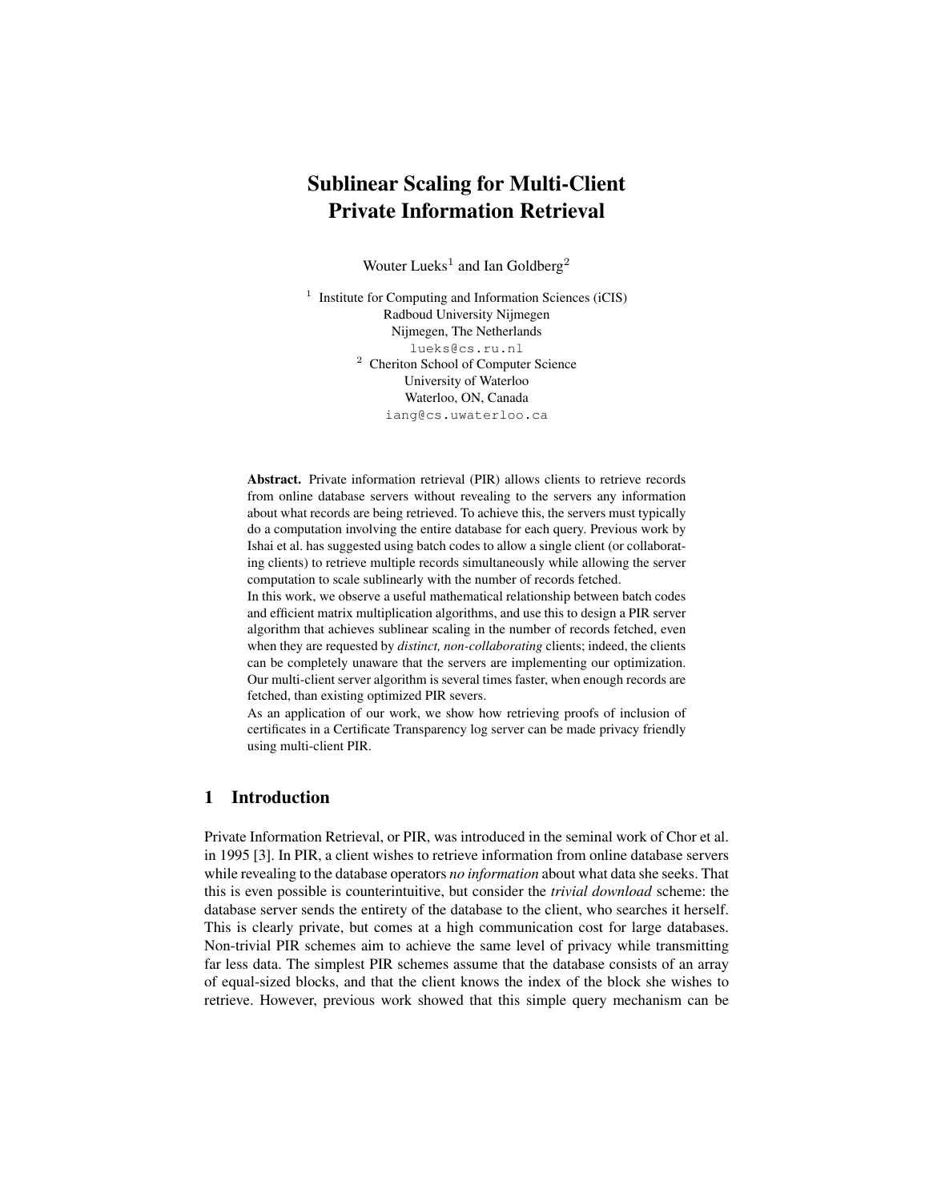# Sublinear Scaling for Multi-Client Private Information Retrieval

Wouter Lueks[1] and Ian Goldberg[2]

[1] Institute for Computing and Information Sciences (iCIS)
Radboud University Nijmegen
Nijmegen, The Netherlands
lueks@cs.ru.nl

[2] Cheriton School of Computer Science
University of Waterloo
Waterloo, ON, Canada
iang@cs.uwaterloo.ca

**Abstract.** Private information retrieval (PIR) allows clients to retrieve records from online database servers without revealing to the servers any information about what records are being retrieved. To achieve this, the servers must typically do a computation involving the entire database for each query. Previous work by Ishai et al. has suggested using batch codes to allow a single client (or collaborating clients) to retrieve multiple records simultaneously while allowing the server computation to scale sublinearly with the number of records fetched.

In this work, we observe a useful mathematical relationship between batch codes and efficient matrix multiplication algorithms, and use this to design a PIR server algorithm that achieves sublinear scaling in the number of records fetched, even when they are requested by *distinct, non-collaborating* clients; indeed, the clients can be completely unaware that the servers are implementing our optimization. Our multi-client server algorithm is several times faster, when enough records are fetched, than existing optimized PIR severs.

As an application of our work, we show how retrieving proofs of inclusion of certificates in a Certificate Transparency log server can be made privacy friendly using multi-client PIR.

## 1 Introduction

Private Information Retrieval, or PIR, was introduced in the seminal work of Chor et al. in 1995 [3]. In PIR, a client wishes to retrieve information from online database servers while revealing to the database operators *no information* about what data she seeks. That this is even possible is counterintuitive, but consider the *trivial download* scheme: the database server sends the entirety of the database to the client, who searches it herself. This is clearly private, but comes at a high communication cost for large databases. Non-trivial PIR schemes aim to achieve the same level of privacy while transmitting far less data. The simplest PIR schemes assume that the database consists of an array of equal-sized blocks, and that the client knows the index of the block she wishes to retrieve. However, previous work showed that this simple query mechanism can be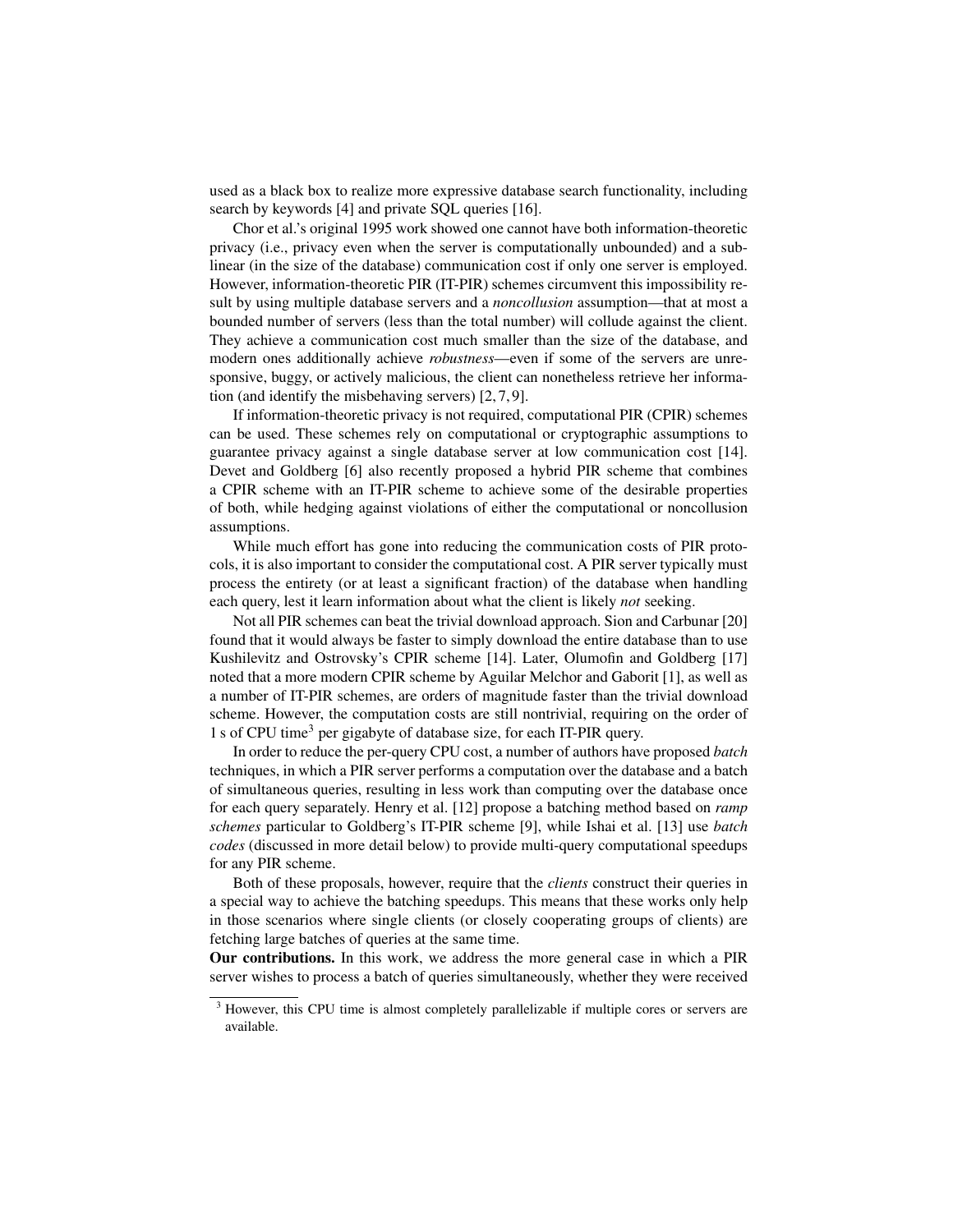used as a black box to realize more expressive database search functionality, including search by keywords [4] and private SQL queries [16].

Chor et al.'s original 1995 work showed one cannot have both information-theoretic privacy (i.e., privacy even when the server is computationally unbounded) and a sublinear (in the size of the database) communication cost if only one server is employed. However, information-theoretic PIR (IT-PIR) schemes circumvent this impossibility result by using multiple database servers and a *noncollusion* assumption—that at most a bounded number of servers (less than the total number) will collude against the client. They achieve a communication cost much smaller than the size of the database, and modern ones additionally achieve *robustness*—even if some of the servers are unresponsive, buggy, or actively malicious, the client can nonetheless retrieve her information (and identify the misbehaving servers) [2, 7, 9].

If information-theoretic privacy is not required, computational PIR (CPIR) schemes can be used. These schemes rely on computational or cryptographic assumptions to guarantee privacy against a single database server at low communication cost [14]. Devet and Goldberg [6] also recently proposed a hybrid PIR scheme that combines a CPIR scheme with an IT-PIR scheme to achieve some of the desirable properties of both, while hedging against violations of either the computational or noncollusion assumptions.

While much effort has gone into reducing the communication costs of PIR protocols, it is also important to consider the computational cost. A PIR server typically must process the entirety (or at least a significant fraction) of the database when handling each query, lest it learn information about what the client is likely *not* seeking.

Not all PIR schemes can beat the trivial download approach. Sion and Carbunar [20] found that it would always be faster to simply download the entire database than to use Kushilevitz and Ostrovsky's CPIR scheme [14]. Later, Olumofin and Goldberg [17] noted that a more modern CPIR scheme by Aguilar Melchor and Gaborit [1], as well as a number of IT-PIR schemes, are orders of magnitude faster than the trivial download scheme. However, the computation costs are still nontrivial, requiring on the order of 1 s of CPU time[3] per gigabyte of database size, for each IT-PIR query.

In order to reduce the per-query CPU cost, a number of authors have proposed *batch* techniques, in which a PIR server performs a computation over the database and a batch of simultaneous queries, resulting in less work than computing over the database once for each query separately. Henry et al. [12] propose a batching method based on *ramp schemes* particular to Goldberg's IT-PIR scheme [9], while Ishai et al. [13] use *batch codes* (discussed in more detail below) to provide multi-query computational speedups for any PIR scheme.

Both of these proposals, however, require that the *clients* construct their queries in a special way to achieve the batching speedups. This means that these works only help in those scenarios where single clients (or closely cooperating groups of clients) are fetching large batches of queries at the same time.

**Our contributions.** In this work, we address the more general case in which a PIR server wishes to process a batch of queries simultaneously, whether they were received

[3] However, this CPU time is almost completely parallelizable if multiple cores or servers are available.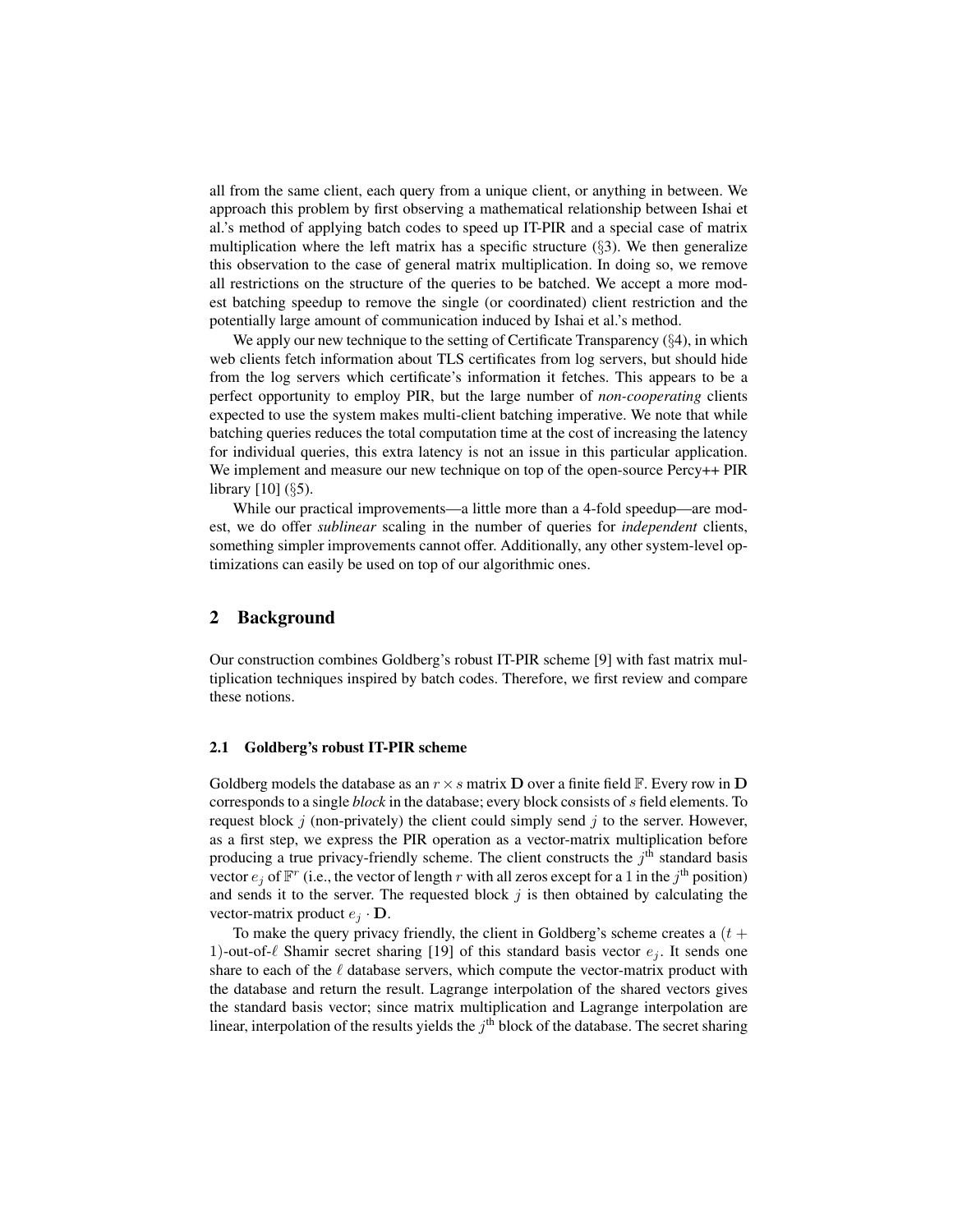all from the same client, each query from a unique client, or anything in between. We approach this problem by first observing a mathematical relationship between Ishai et al.'s method of applying batch codes to speed up IT-PIR and a special case of matrix multiplication where the left matrix has a specific structure (§3). We then generalize this observation to the case of general matrix multiplication. In doing so, we remove all restrictions on the structure of the queries to be batched. We accept a more modest batching speedup to remove the single (or coordinated) client restriction and the potentially large amount of communication induced by Ishai et al.'s method.

We apply our new technique to the setting of Certificate Transparency (§4), in which web clients fetch information about TLS certificates from log servers, but should hide from the log servers which certificate's information it fetches. This appears to be a perfect opportunity to employ PIR, but the large number of *non-cooperating* clients expected to use the system makes multi-client batching imperative. We note that while batching queries reduces the total computation time at the cost of increasing the latency for individual queries, this extra latency is not an issue in this particular application. We implement and measure our new technique on top of the open-source Percy++ PIR library [10] (§5).

While our practical improvements—a little more than a 4-fold speedup—are modest, we do offer *sublinear* scaling in the number of queries for *independent* clients, something simpler improvements cannot offer. Additionally, any other system-level optimizations can easily be used on top of our algorithmic ones.

## 2 Background

Our construction combines Goldberg's robust IT-PIR scheme [9] with fast matrix multiplication techniques inspired by batch codes. Therefore, we first review and compare these notions.

### 2.1 Goldberg's robust IT-PIR scheme

Goldberg models the database as an $r \times s$ matrix $\mathbf{D}$ over a finite field $\mathbb{F}$. Every row in $\mathbf{D}$ corresponds to a single *block* in the database; every block consists of $s$ field elements. To request block $j$ (non-privately) the client could simply send $j$ to the server. However, as a first step, we express the PIR operation as a vector-matrix multiplication before producing a true privacy-friendly scheme. The client constructs the $j^{\text{th}}$ standard basis vector $e_j$ of $\mathbb{F}^r$ (i.e., the vector of length $r$ with all zeros except for a 1 in the $j^{\text{th}}$ position) and sends it to the server. The requested block $j$ is then obtained by calculating the vector-matrix product $e_j \cdot \mathbf{D}$.

To make the query privacy friendly, the client in Goldberg's scheme creates a $(t+1)$-out-of-$\ell$ Shamir secret sharing [19] of this standard basis vector $e_j$. It sends one share to each of the $\ell$ database servers, which compute the vector-matrix product with the database and return the result. Lagrange interpolation of the shared vectors gives the standard basis vector; since matrix multiplication and Lagrange interpolation are linear, interpolation of the results yields the $j^{\text{th}}$ block of the database. The secret sharing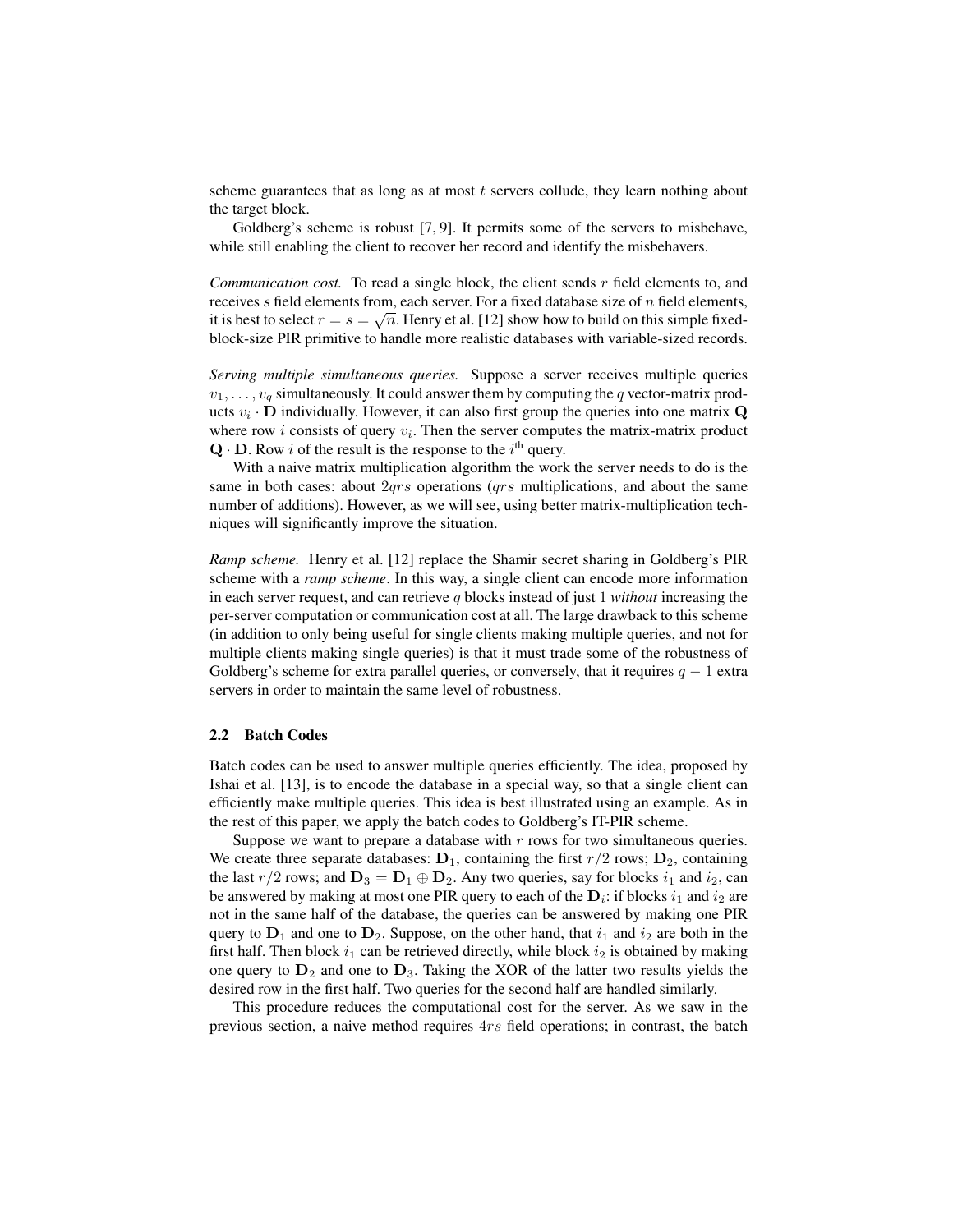scheme guarantees that as long as at most $t$ servers collude, they learn nothing about the target block.

Goldberg's scheme is robust [7, 9]. It permits some of the servers to misbehave, while still enabling the client to recover her record and identify the misbehavers.

*Communication cost.* To read a single block, the client sends $r$ field elements to, and receives $s$ field elements from, each server. For a fixed database size of $n$ field elements, it is best to select $r = s = \sqrt{n}$. Henry et al. [12] show how to build on this simple fixed-block-size PIR primitive to handle more realistic databases with variable-sized records.

*Serving multiple simultaneous queries.* Suppose a server receives multiple queries $v_1, \ldots, v_q$ simultaneously. It could answer them by computing the $q$ vector-matrix products $v_i \cdot \mathbf{D}$ individually. However, it can also first group the queries into one matrix $\mathbf{Q}$ where row $i$ consists of query $v_i$. Then the server computes the matrix-matrix product $\mathbf{Q} \cdot \mathbf{D}$. Row $i$ of the result is the response to the $i^{\text{th}}$ query.

With a naive matrix multiplication algorithm the work the server needs to do is the same in both cases: about $2qrs$ operations ($qrs$ multiplications, and about the same number of additions). However, as we will see, using better matrix-multiplication techniques will significantly improve the situation.

*Ramp scheme.* Henry et al. [12] replace the Shamir secret sharing in Goldberg's PIR scheme with a *ramp scheme*. In this way, a single client can encode more information in each server request, and can retrieve $q$ blocks instead of just 1 *without* increasing the per-server computation or communication cost at all. The large drawback to this scheme (in addition to only being useful for single clients making multiple queries, and not for multiple clients making single queries) is that it must trade some of the robustness of Goldberg's scheme for extra parallel queries, or conversely, that it requires $q - 1$ extra servers in order to maintain the same level of robustness.

### 2.2 Batch Codes

Batch codes can be used to answer multiple queries efficiently. The idea, proposed by Ishai et al. [13], is to encode the database in a special way, so that a single client can efficiently make multiple queries. This idea is best illustrated using an example. As in the rest of this paper, we apply the batch codes to Goldberg's IT-PIR scheme.

Suppose we want to prepare a database with $r$ rows for two simultaneous queries. We create three separate databases: $\mathbf{D}_1$, containing the first $r/2$ rows; $\mathbf{D}_2$, containing the last $r/2$ rows; and $\mathbf{D}_3 = \mathbf{D}_1 \oplus \mathbf{D}_2$. Any two queries, say for blocks $i_1$ and $i_2$, can be answered by making at most one PIR query to each of the $\mathbf{D}_i$: if blocks $i_1$ and $i_2$ are not in the same half of the database, the queries can be answered by making one PIR query to $\mathbf{D}_1$ and one to $\mathbf{D}_2$. Suppose, on the other hand, that $i_1$ and $i_2$ are both in the first half. Then block $i_1$ can be retrieved directly, while block $i_2$ is obtained by making one query to $\mathbf{D}_2$ and one to $\mathbf{D}_3$. Taking the XOR of the latter two results yields the desired row in the first half. Two queries for the second half are handled similarly.

This procedure reduces the computational cost for the server. As we saw in the previous section, a naive method requires $4rs$ field operations; in contrast, the batch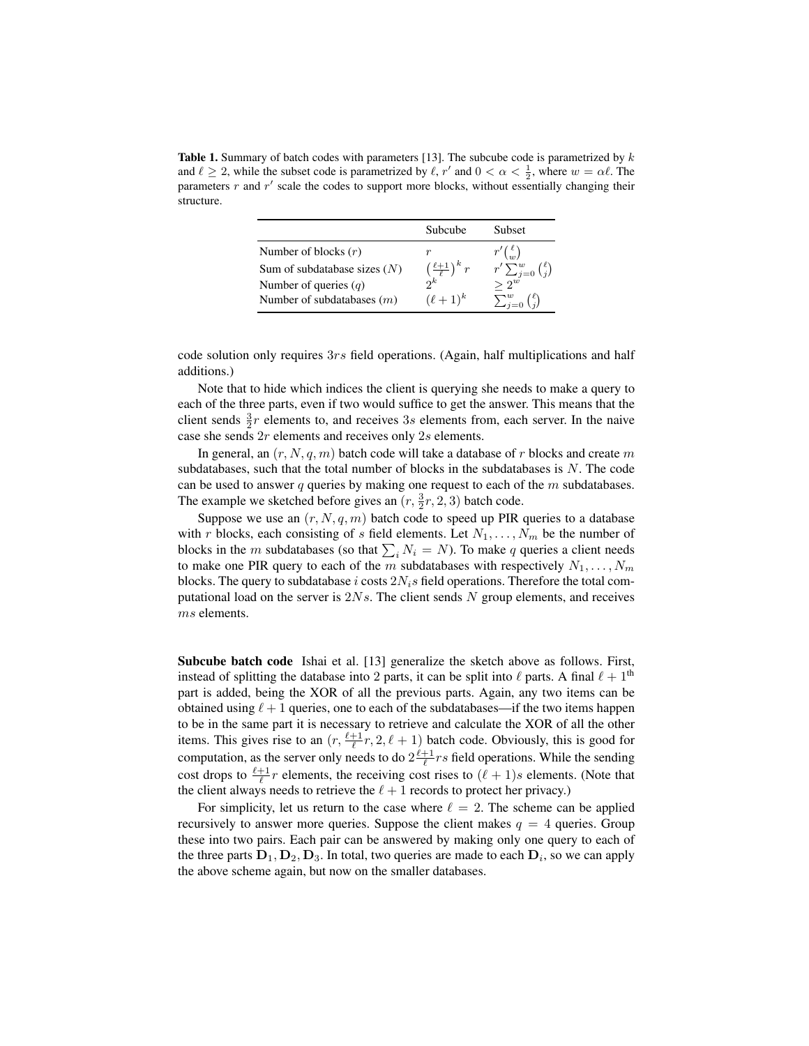**Table 1.** Summary of batch codes with parameters [13]. The subcube code is parametrized by $k$ and $\ell \geq 2$, while the subset code is parametrized by $\ell$, $r'$ and $0 < \alpha < \frac{1}{2}$, where $w = \alpha\ell$. The parameters $r$ and $r'$ scale the codes to support more blocks, without essentially changing their structure.

| | Subcube | Subset |
|---|---|---|
| Number of blocks ($r$) | $r$ | $r'\binom{\ell}{w}$ |
| Sum of subdatabase sizes ($N$) | $\left(\frac{\ell+1}{\ell}\right)^k r$ | $r'\sum_{j=0}^{w}\binom{\ell}{j}$ |
| Number of queries ($q$) | $2^k$ | $\geq 2^w$ |
| Number of subdatabases ($m$) | $(\ell+1)^k$ | $\sum_{j=0}^{w}\binom{\ell}{j}$ |

code solution only requires $3rs$ field operations. (Again, half multiplications and half additions.)

Note that to hide which indices the client is querying she needs to make a query to each of the three parts, even if two would suffice to get the answer. This means that the client sends $\frac{3}{2}r$ elements to, and receives $3s$ elements from, each server. In the naive case she sends $2r$ elements and receives only $2s$ elements.

In general, an $(r, N, q, m)$ batch code will take a database of $r$ blocks and create $m$ subdatabases, such that the total number of blocks in the subdatabases is $N$. The code can be used to answer $q$ queries by making one request to each of the $m$ subdatabases. The example we sketched before gives an $(r, \frac{3}{2}r, 2, 3)$ batch code.

Suppose we use an $(r, N, q, m)$ batch code to speed up PIR queries to a database with $r$ blocks, each consisting of $s$ field elements. Let $N_1, \ldots, N_m$ be the number of blocks in the $m$ subdatabases (so that $\sum_i N_i = N$). To make $q$ queries a client needs to make one PIR query to each of the $m$ subdatabases with respectively $N_1, \ldots, N_m$ blocks. The query to subdatabase $i$ costs $2N_i s$ field operations. Therefore the total computational load on the server is $2Ns$. The client sends $N$ group elements, and receives $ms$ elements.

**Subcube batch code** Ishai et al. [13] generalize the sketch above as follows. First, instead of splitting the database into 2 parts, it can be split into $\ell$ parts. A final $\ell + 1^{\text{th}}$ part is added, being the XOR of all the previous parts. Again, any two items can be obtained using $\ell + 1$ queries, one to each of the subdatabases—if the two items happen to be in the same part it is necessary to retrieve and calculate the XOR of all the other items. This gives rise to an $(r, \frac{\ell+1}{\ell}r, 2, \ell+1)$ batch code. Obviously, this is good for computation, as the server only needs to do $2\frac{\ell+1}{\ell}rs$ field operations. While the sending cost drops to $\frac{\ell+1}{\ell}r$ elements, the receiving cost rises to $(\ell+1)s$ elements. (Note that the client always needs to retrieve the $\ell + 1$ records to protect her privacy.)

For simplicity, let us return to the case where $\ell = 2$. The scheme can be applied recursively to answer more queries. Suppose the client makes $q = 4$ queries. Group these into two pairs. Each pair can be answered by making only one query to each of the three parts $\mathbf{D}_1, \mathbf{D}_2, \mathbf{D}_3$. In total, two queries are made to each $\mathbf{D}_i$, so we can apply the above scheme again, but now on the smaller databases.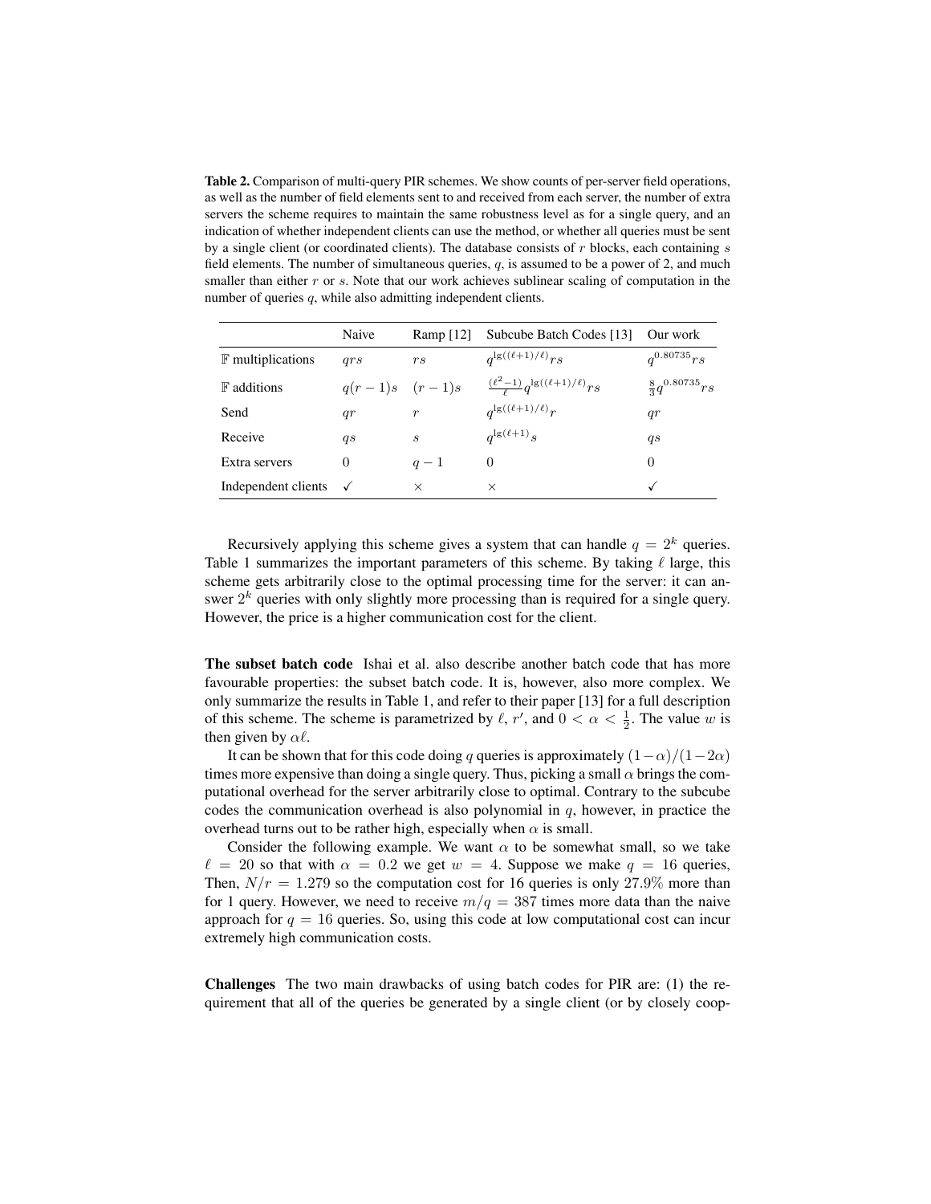**Table 2.** Comparison of multi-query PIR schemes. We show counts of per-server field operations, as well as the number of field elements sent to and received from each server, the number of extra servers the scheme requires to maintain the same robustness level as for a single query, and an indication of whether independent clients can use the method, or whether all queries must be sent by a single client (or coordinated clients). The database consists of $r$ blocks, each containing $s$ field elements. The number of simultaneous queries, $q$, is assumed to be a power of 2, and much smaller than either $r$ or $s$. Note that our work achieves sublinear scaling of computation in the number of queries $q$, while also admitting independent clients.

| | Naive | Ramp [12] | Subcube Batch Codes [13] | Our work |
|---|---|---|---|---|
| $\mathbb{F}$ multiplications | $qrs$ | $rs$ | $q^{\lg((\ell+1)/\ell)}rs$ | $q^{0.80735}rs$ |
| $\mathbb{F}$ additions | $q(r-1)s$ | $(r-1)s$ | $\frac{(\ell^2-1)}{\ell}q^{\lg((\ell+1)/\ell)}rs$ | $\frac{8}{3}q^{0.80735}rs$ |
| Send | $qr$ | $r$ | $q^{\lg((\ell+1)/\ell)}r$ | $qr$ |
| Receive | $qs$ | $s$ | $q^{\lg(\ell+1)}s$ | $qs$ |
| Extra servers | 0 | $q-1$ | 0 | 0 |
| Independent clients | ✓ | × | × | ✓ |

Recursively applying this scheme gives a system that can handle $q = 2^k$ queries. Table 1 summarizes the important parameters of this scheme. By taking $\ell$ large, this scheme gets arbitrarily close to the optimal processing time for the server: it can answer $2^k$ queries with only slightly more processing than is required for a single query. However, the price is a higher communication cost for the client.

**The subset batch code** Ishai et al. also describe another batch code that has more favourable properties: the subset batch code. It is, however, also more complex. We only summarize the results in Table 1, and refer to their paper [13] for a full description of this scheme. The scheme is parametrized by $\ell$, $r'$, and $0 < \alpha < \frac{1}{2}$. The value $w$ is then given by $\alpha\ell$.

It can be shown that for this code doing $q$ queries is approximately $(1-\alpha)/(1-2\alpha)$ times more expensive than doing a single query. Thus, picking a small $\alpha$ brings the computational overhead for the server arbitrarily close to optimal. Contrary to the subcube codes the communication overhead is also polynomial in $q$, however, in practice the overhead turns out to be rather high, especially when $\alpha$ is small.

Consider the following example. We want $\alpha$ to be somewhat small, so we take $\ell = 20$ so that with $\alpha = 0.2$ we get $w = 4$. Suppose we make $q = 16$ queries, Then, $N/r = 1.279$ so the computation cost for 16 queries is only 27.9% more than for 1 query. However, we need to receive $m/q = 387$ times more data than the naive approach for $q = 16$ queries. So, using this code at low computational cost can incur extremely high communication costs.

**Challenges** The two main drawbacks of using batch codes for PIR are: (1) the requirement that all of the queries be generated by a single client (or by closely coop-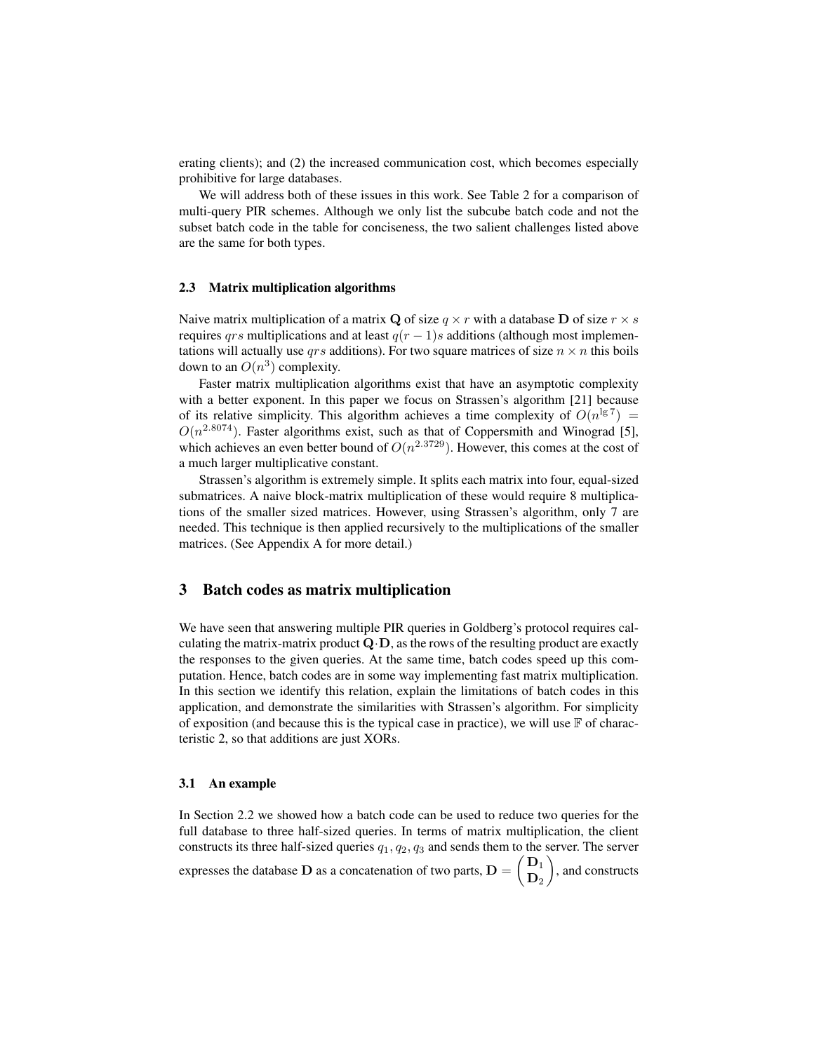erating clients); and (2) the increased communication cost, which becomes especially prohibitive for large databases.

We will address both of these issues in this work. See Table 2 for a comparison of multi-query PIR schemes. Although we only list the subcube batch code and not the subset batch code in the table for conciseness, the two salient challenges listed above are the same for both types.

### 2.3 Matrix multiplication algorithms

Naive matrix multiplication of a matrix $\mathbf{Q}$ of size $q \times r$ with a database $\mathbf{D}$ of size $r \times s$ requires $qrs$ multiplications and at least $q(r-1)s$ additions (although most implementations will actually use $qrs$ additions). For two square matrices of size $n \times n$ this boils down to an $O(n^3)$ complexity.

Faster matrix multiplication algorithms exist that have an asymptotic complexity with a better exponent. In this paper we focus on Strassen's algorithm [21] because of its relative simplicity. This algorithm achieves a time complexity of $O(n^{\lg 7}) = O(n^{2.8074})$. Faster algorithms exist, such as that of Coppersmith and Winograd [5], which achieves an even better bound of $O(n^{2.3729})$. However, this comes at the cost of a much larger multiplicative constant.

Strassen's algorithm is extremely simple. It splits each matrix into four, equal-sized submatrices. A naive block-matrix multiplication of these would require 8 multiplications of the smaller sized matrices. However, using Strassen's algorithm, only 7 are needed. This technique is then applied recursively to the multiplications of the smaller matrices. (See Appendix A for more detail.)

## 3 Batch codes as matrix multiplication

We have seen that answering multiple PIR queries in Goldberg's protocol requires calculating the matrix-matrix product $\mathbf{Q} \cdot \mathbf{D}$, as the rows of the resulting product are exactly the responses to the given queries. At the same time, batch codes speed up this computation. Hence, batch codes are in some way implementing fast matrix multiplication. In this section we identify this relation, explain the limitations of batch codes in this application, and demonstrate the similarities with Strassen's algorithm. For simplicity of exposition (and because this is the typical case in practice), we will use $\mathbb{F}$ of characteristic 2, so that additions are just XORs.

### 3.1 An example

In Section 2.2 we showed how a batch code can be used to reduce two queries for the full database to three half-sized queries. In terms of matrix multiplication, the client constructs its three half-sized queries $q_1, q_2, q_3$ and sends them to the server. The server expresses the database $\mathbf{D}$ as a concatenation of two parts, $\mathbf{D} = \begin{pmatrix} \mathbf{D}_1 \\ \mathbf{D}_2 \end{pmatrix}$, and constructs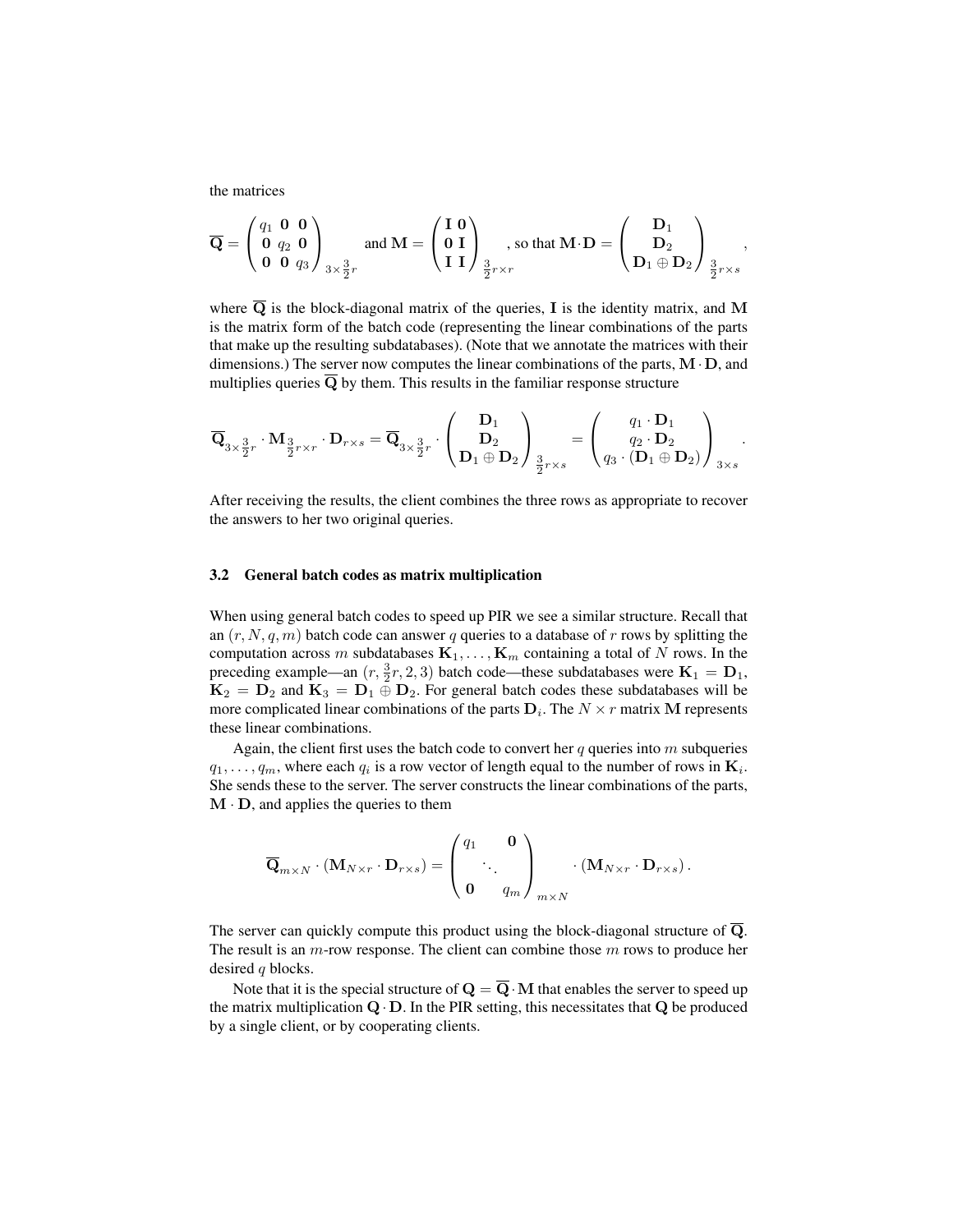the matrices

$$\overline{\mathbf{Q}} = \begin{pmatrix} q_1 & \mathbf{0} & \mathbf{0} \\ \mathbf{0} & q_2 & \mathbf{0} \\ \mathbf{0} & \mathbf{0} & q_3 \end{pmatrix}_{3 \times \frac{3}{2}r} \quad \text{and } \mathbf{M} = \begin{pmatrix} \mathbf{I} & \mathbf{0} \\ \mathbf{0} & \mathbf{I} \\ \mathbf{I} & \mathbf{I} \end{pmatrix}_{\frac{3}{2}r \times r}, \text{ so that } \mathbf{M} \cdot \mathbf{D} = \begin{pmatrix} \mathbf{D}_1 \\ \mathbf{D}_2 \\ \mathbf{D}_1 \oplus \mathbf{D}_2 \end{pmatrix}_{\frac{3}{2}r \times s},$$

where $\overline{\mathbf{Q}}$ is the block-diagonal matrix of the queries, $\mathbf{I}$ is the identity matrix, and $\mathbf{M}$ is the matrix form of the batch code (representing the linear combinations of the parts that make up the resulting subdatabases). (Note that we annotate the matrices with their dimensions.) The server now computes the linear combinations of the parts, $\mathbf{M} \cdot \mathbf{D}$, and multiplies queries $\overline{\mathbf{Q}}$ by them. This results in the familiar response structure

$$\overline{\mathbf{Q}}_{3 \times \frac{3}{2}r} \cdot \mathbf{M}_{\frac{3}{2}r \times r} \cdot \mathbf{D}_{r \times s} = \overline{\mathbf{Q}}_{3 \times \frac{3}{2}r} \cdot \begin{pmatrix} \mathbf{D}_1 \\ \mathbf{D}_2 \\ \mathbf{D}_1 \oplus \mathbf{D}_2 \end{pmatrix}_{\frac{3}{2}r \times s} = \begin{pmatrix} q_1 \cdot \mathbf{D}_1 \\ q_2 \cdot \mathbf{D}_2 \\ q_3 \cdot (\mathbf{D}_1 \oplus \mathbf{D}_2) \end{pmatrix}_{3 \times s}.$$

After receiving the results, the client combines the three rows as appropriate to recover the answers to her two original queries.

### 3.2 General batch codes as matrix multiplication

When using general batch codes to speed up PIR we see a similar structure. Recall that an $(r, N, q, m)$ batch code can answer $q$ queries to a database of $r$ rows by splitting the computation across $m$ subdatabases $\mathbf{K}_1, \ldots, \mathbf{K}_m$ containing a total of $N$ rows. In the preceding example—an $(r, \frac{3}{2}r, 2, 3)$ batch code—these subdatabases were $\mathbf{K}_1 = \mathbf{D}_1$, $\mathbf{K}_2 = \mathbf{D}_2$ and $\mathbf{K}_3 = \mathbf{D}_1 \oplus \mathbf{D}_2$. For general batch codes these subdatabases will be more complicated linear combinations of the parts $\mathbf{D}_i$. The $N \times r$ matrix $\mathbf{M}$ represents these linear combinations.

Again, the client first uses the batch code to convert her $q$ queries into $m$ subqueries $q_1, \ldots, q_m$, where each $q_i$ is a row vector of length equal to the number of rows in $\mathbf{K}_i$. She sends these to the server. The server constructs the linear combinations of the parts, $\mathbf{M} \cdot \mathbf{D}$, and applies the queries to them

$$\overline{\mathbf{Q}}_{m \times N} \cdot (\mathbf{M}_{N \times r} \cdot \mathbf{D}_{r \times s}) = \begin{pmatrix} q_1 & & \mathbf{0} \\ & \ddots & \\ \mathbf{0} & & q_m \end{pmatrix}_{m \times N} \cdot (\mathbf{M}_{N \times r} \cdot \mathbf{D}_{r \times s}).$$

The server can quickly compute this product using the block-diagonal structure of $\overline{\mathbf{Q}}$. The result is an $m$-row response. The client can combine those $m$ rows to produce her desired $q$ blocks.

Note that it is the special structure of $\mathbf{Q} = \overline{\mathbf{Q}} \cdot \mathbf{M}$ that enables the server to speed up the matrix multiplication $\mathbf{Q} \cdot \mathbf{D}$. In the PIR setting, this necessitates that $\mathbf{Q}$ be produced by a single client, or by cooperating clients.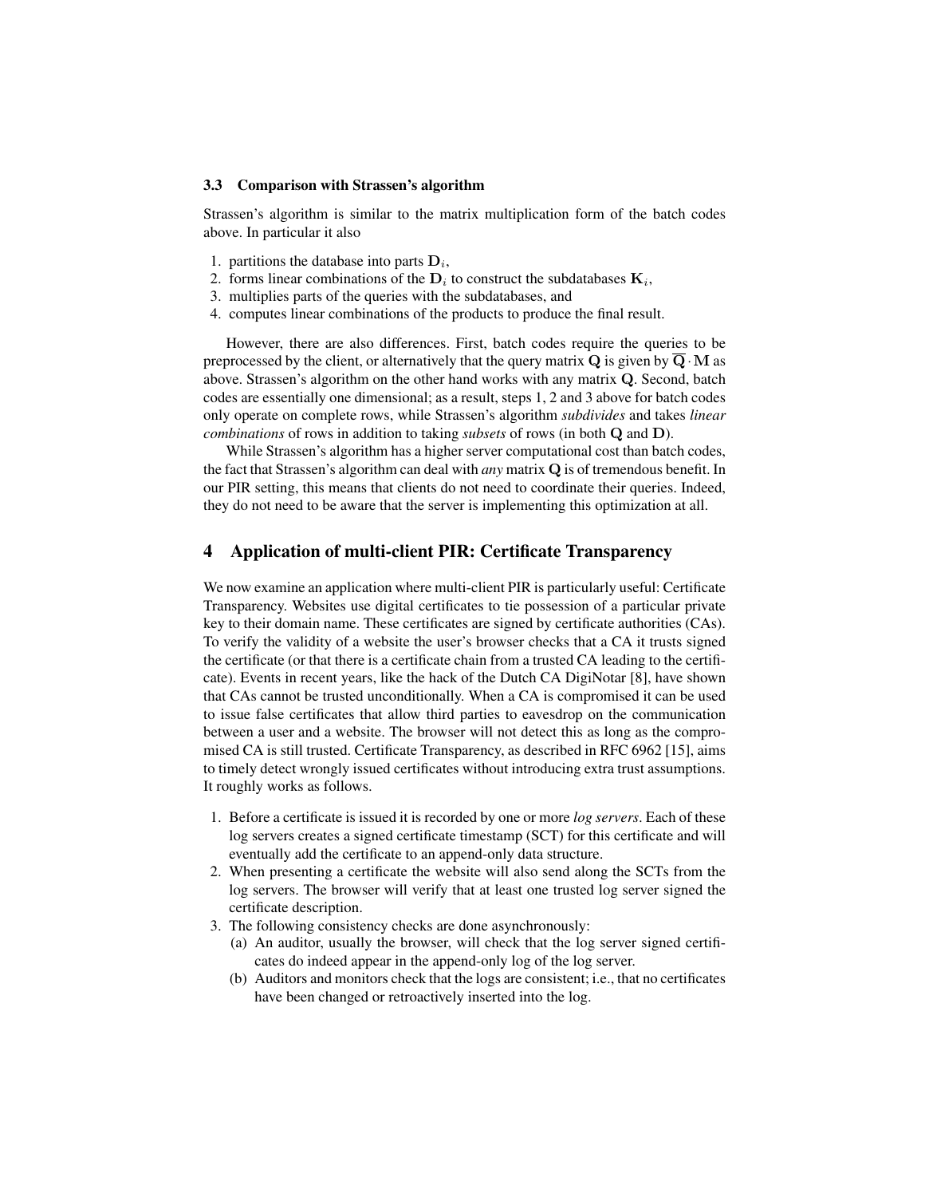### 3.3 Comparison with Strassen's algorithm

Strassen's algorithm is similar to the matrix multiplication form of the batch codes above. In particular it also

1. partitions the database into parts $\mathbf{D}_i$,
2. forms linear combinations of the $\mathbf{D}_i$ to construct the subdatabases $\mathbf{K}_i$,
3. multiplies parts of the queries with the subdatabases, and
4. computes linear combinations of the products to produce the final result.

However, there are also differences. First, batch codes require the queries to be preprocessed by the client, or alternatively that the query matrix $\mathbf{Q}$ is given by $\overline{\mathbf{Q}} \cdot \mathbf{M}$ as above. Strassen's algorithm on the other hand works with any matrix $\mathbf{Q}$. Second, batch codes are essentially one dimensional; as a result, steps 1, 2 and 3 above for batch codes only operate on complete rows, while Strassen's algorithm *subdivides* and takes *linear combinations* of rows in addition to taking *subsets* of rows (in both $\mathbf{Q}$ and $\mathbf{D}$).

While Strassen's algorithm has a higher server computational cost than batch codes, the fact that Strassen's algorithm can deal with *any* matrix $\mathbf{Q}$ is of tremendous benefit. In our PIR setting, this means that clients do not need to coordinate their queries. Indeed, they do not need to be aware that the server is implementing this optimization at all.

## 4 Application of multi-client PIR: Certificate Transparency

We now examine an application where multi-client PIR is particularly useful: Certificate Transparency. Websites use digital certificates to tie possession of a particular private key to their domain name. These certificates are signed by certificate authorities (CAs). To verify the validity of a website the user's browser checks that a CA it trusts signed the certificate (or that there is a certificate chain from a trusted CA leading to the certificate). Events in recent years, like the hack of the Dutch CA DigiNotar [8], have shown that CAs cannot be trusted unconditionally. When a CA is compromised it can be used to issue false certificates that allow third parties to eavesdrop on the communication between a user and a website. The browser will not detect this as long as the compromised CA is still trusted. Certificate Transparency, as described in RFC 6962 [15], aims to timely detect wrongly issued certificates without introducing extra trust assumptions. It roughly works as follows.

1. Before a certificate is issued it is recorded by one or more *log servers*. Each of these log servers creates a signed certificate timestamp (SCT) for this certificate and will eventually add the certificate to an append-only data structure.
2. When presenting a certificate the website will also send along the SCTs from the log servers. The browser will verify that at least one trusted log server signed the certificate description.
3. The following consistency checks are done asynchronously:
   (a) An auditor, usually the browser, will check that the log server signed certificates do indeed appear in the append-only log of the log server.
   (b) Auditors and monitors check that the logs are consistent; i.e., that no certificates have been changed or retroactively inserted into the log.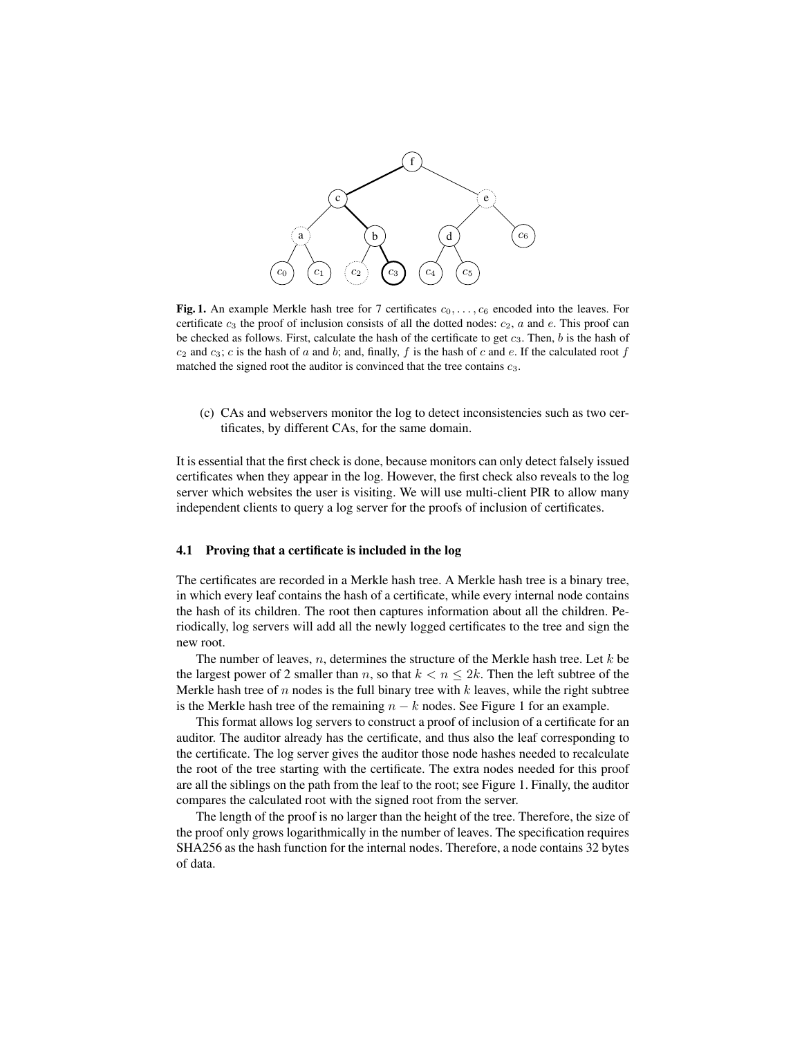**Fig. 1.** An example Merkle hash tree for 7 certificates $c_0, \ldots, c_6$ encoded into the leaves. For certificate $c_3$ the proof of inclusion consists of all the dotted nodes: $c_2$, $a$ and $e$. This proof can be checked as follows. First, calculate the hash of the certificate to get $c_3$. Then, $b$ is the hash of $c_2$ and $c_3$; $c$ is the hash of $a$ and $b$; and, finally, $f$ is the hash of $c$ and $e$. If the calculated root $f$ matched the signed root the auditor is convinced that the tree contains $c_3$.

(c) CAs and webservers monitor the log to detect inconsistencies such as two certificates, by different CAs, for the same domain.

It is essential that the first check is done, because monitors can only detect falsely issued certificates when they appear in the log. However, the first check also reveals to the log server which websites the user is visiting. We will use multi-client PIR to allow many independent clients to query a log server for the proofs of inclusion of certificates.

### 4.1 Proving that a certificate is included in the log

The certificates are recorded in a Merkle hash tree. A Merkle hash tree is a binary tree, in which every leaf contains the hash of a certificate, while every internal node contains the hash of its children. The root then captures information about all the children. Periodically, log servers will add all the newly logged certificates to the tree and sign the new root.

The number of leaves, $n$, determines the structure of the Merkle hash tree. Let $k$ be the largest power of 2 smaller than $n$, so that $k < n \leq 2k$. Then the left subtree of the Merkle hash tree of $n$ nodes is the full binary tree with $k$ leaves, while the right subtree is the Merkle hash tree of the remaining $n - k$ nodes. See Figure 1 for an example.

This format allows log servers to construct a proof of inclusion of a certificate for an auditor. The auditor already has the certificate, and thus also the leaf corresponding to the certificate. The log server gives the auditor those node hashes needed to recalculate the root of the tree starting with the certificate. The extra nodes needed for this proof are all the siblings on the path from the leaf to the root; see Figure 1. Finally, the auditor compares the calculated root with the signed root from the server.

The length of the proof is no larger than the height of the tree. Therefore, the size of the proof only grows logarithmically in the number of leaves. The specification requires SHA256 as the hash function for the internal nodes. Therefore, a node contains 32 bytes of data.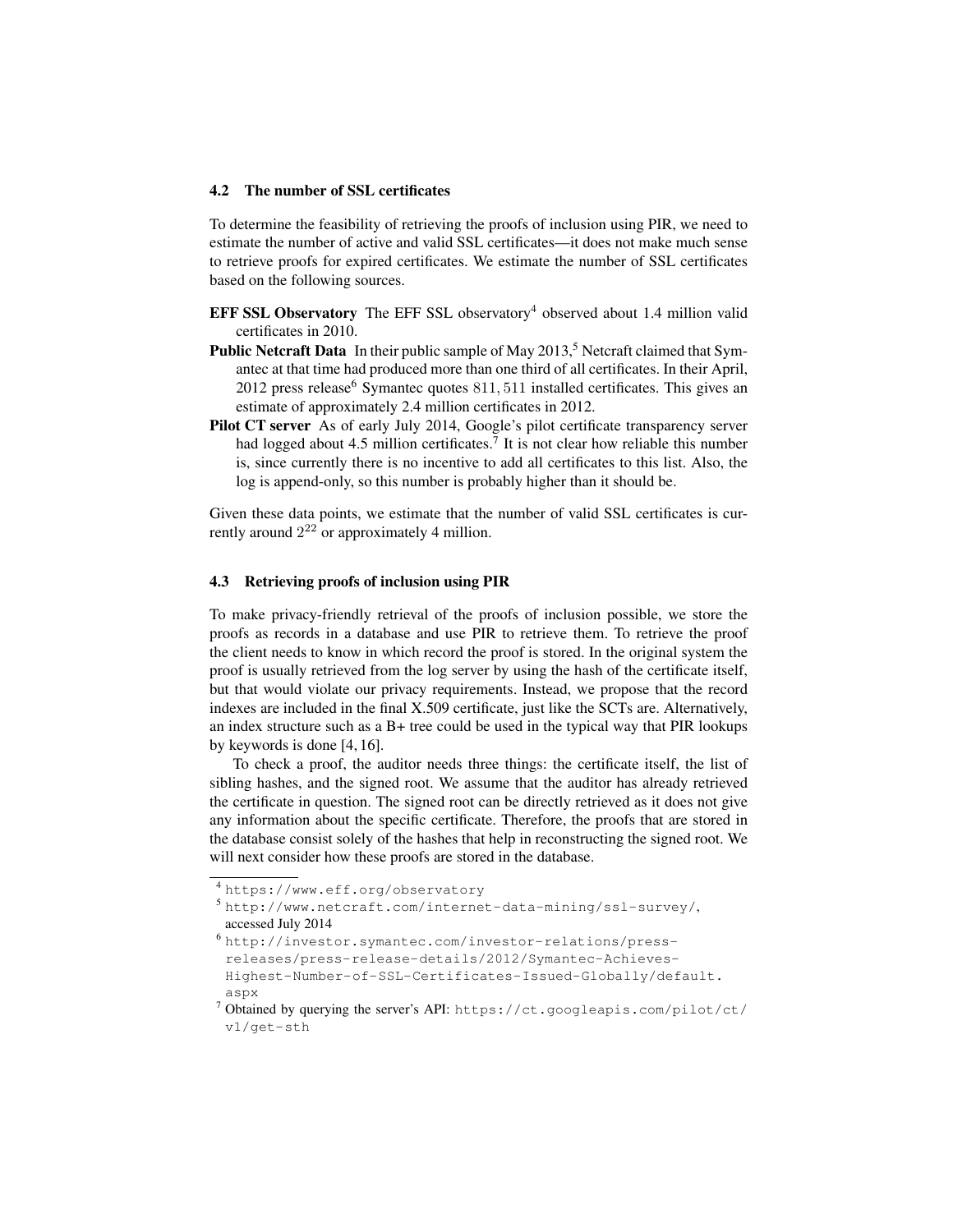### 4.2 The number of SSL certificates

To determine the feasibility of retrieving the proofs of inclusion using PIR, we need to estimate the number of active and valid SSL certificates—it does not make much sense to retrieve proofs for expired certificates. We estimate the number of SSL certificates based on the following sources.

- **EFF SSL Observatory** The EFF SSL observatory[4] observed about 1.4 million valid certificates in 2010.
- **Public Netcraft Data** In their public sample of May 2013,[5] Netcraft claimed that Symantec at that time had produced more than one third of all certificates. In their April, 2012 press release[6] Symantec quotes $811,511$ installed certificates. This gives an estimate of approximately 2.4 million certificates in 2012.
- **Pilot CT server** As of early July 2014, Google's pilot certificate transparency server had logged about 4.5 million certificates.[7] It is not clear how reliable this number is, since currently there is no incentive to add all certificates to this list. Also, the log is append-only, so this number is probably higher than it should be.

Given these data points, we estimate that the number of valid SSL certificates is currently around $2^{22}$ or approximately 4 million.

### 4.3 Retrieving proofs of inclusion using PIR

To make privacy-friendly retrieval of the proofs of inclusion possible, we store the proofs as records in a database and use PIR to retrieve them. To retrieve the proof the client needs to know in which record the proof is stored. In the original system the proof is usually retrieved from the log server by using the hash of the certificate itself, but that would violate our privacy requirements. Instead, we propose that the record indexes are included in the final X.509 certificate, just like the SCTs are. Alternatively, an index structure such as a B+ tree could be used in the typical way that PIR lookups by keywords is done [4, 16].

To check a proof, the auditor needs three things: the certificate itself, the list of sibling hashes, and the signed root. We assume that the auditor has already retrieved the certificate in question. The signed root can be directly retrieved as it does not give any information about the specific certificate. Therefore, the proofs that are stored in the database consist solely of the hashes that help in reconstructing the signed root. We will next consider how these proofs are stored in the database.

---

[4] https://www.eff.org/observatory

[5] http://www.netcraft.com/internet-data-mining/ssl-survey/, accessed July 2014

[6] http://investor.symantec.com/investor-relations/press-releases/press-release-details/2012/Symantec-Achieves-Highest-Number-of-SSL-Certificates-Issued-Globally/default.aspx

[7] Obtained by querying the server's API: https://ct.googleapis.com/pilot/ct/v1/get-sth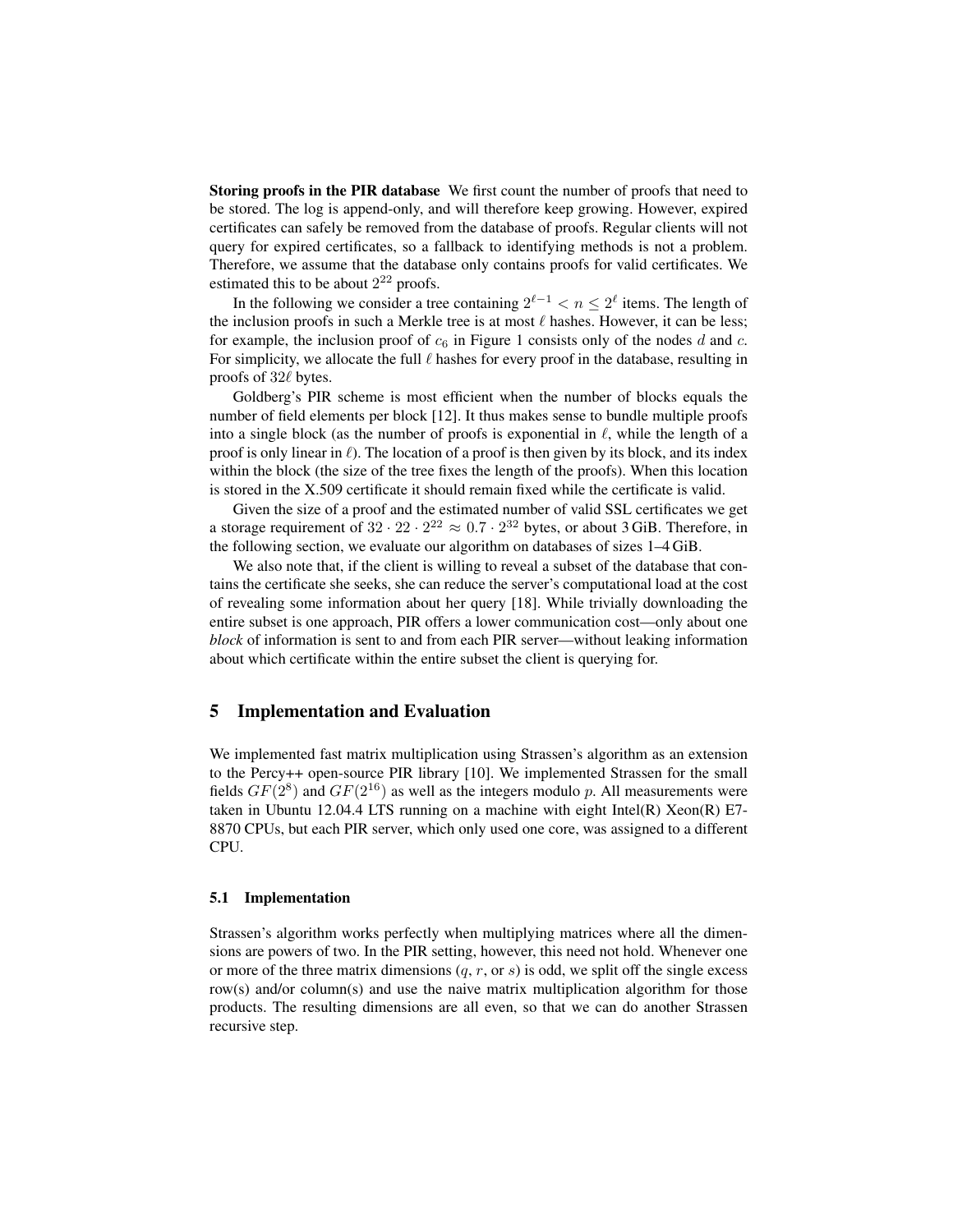**Storing proofs in the PIR database** We first count the number of proofs that need to be stored. The log is append-only, and will therefore keep growing. However, expired certificates can safely be removed from the database of proofs. Regular clients will not query for expired certificates, so a fallback to identifying methods is not a problem. Therefore, we assume that the database only contains proofs for valid certificates. We estimated this to be about $2^{22}$ proofs.

In the following we consider a tree containing $2^{\ell-1} < n \leq 2^{\ell}$ items. The length of the inclusion proofs in such a Merkle tree is at most $\ell$ hashes. However, it can be less; for example, the inclusion proof of $c_6$ in Figure 1 consists only of the nodes $d$ and $c$. For simplicity, we allocate the full $\ell$ hashes for every proof in the database, resulting in proofs of $32\ell$ bytes.

Goldberg's PIR scheme is most efficient when the number of blocks equals the number of field elements per block [12]. It thus makes sense to bundle multiple proofs into a single block (as the number of proofs is exponential in $\ell$, while the length of a proof is only linear in $\ell$). The location of a proof is then given by its block, and its index within the block (the size of the tree fixes the length of the proofs). When this location is stored in the X.509 certificate it should remain fixed while the certificate is valid.

Given the size of a proof and the estimated number of valid SSL certificates we get a storage requirement of $32 \cdot 22 \cdot 2^{22} \approx 0.7 \cdot 2^{32}$ bytes, or about 3 GiB. Therefore, in the following section, we evaluate our algorithm on databases of sizes 1–4 GiB.

We also note that, if the client is willing to reveal a subset of the database that contains the certificate she seeks, she can reduce the server's computational load at the cost of revealing some information about her query [18]. While trivially downloading the entire subset is one approach, PIR offers a lower communication cost—only about one *block* of information is sent to and from each PIR server—without leaking information about which certificate within the entire subset the client is querying for.

## 5 Implementation and Evaluation

We implemented fast matrix multiplication using Strassen's algorithm as an extension to the Percy++ open-source PIR library [10]. We implemented Strassen for the small fields $GF(2^8)$ and $GF(2^{16})$ as well as the integers modulo $p$. All measurements were taken in Ubuntu 12.04.4 LTS running on a machine with eight Intel(R) Xeon(R) E7-8870 CPUs, but each PIR server, which only used one core, was assigned to a different CPU.

### 5.1 Implementation

Strassen's algorithm works perfectly when multiplying matrices where all the dimensions are powers of two. In the PIR setting, however, this need not hold. Whenever one or more of the three matrix dimensions ($q$, $r$, or $s$) is odd, we split off the single excess row(s) and/or column(s) and use the naive matrix multiplication algorithm for those products. The resulting dimensions are all even, so that we can do another Strassen recursive step.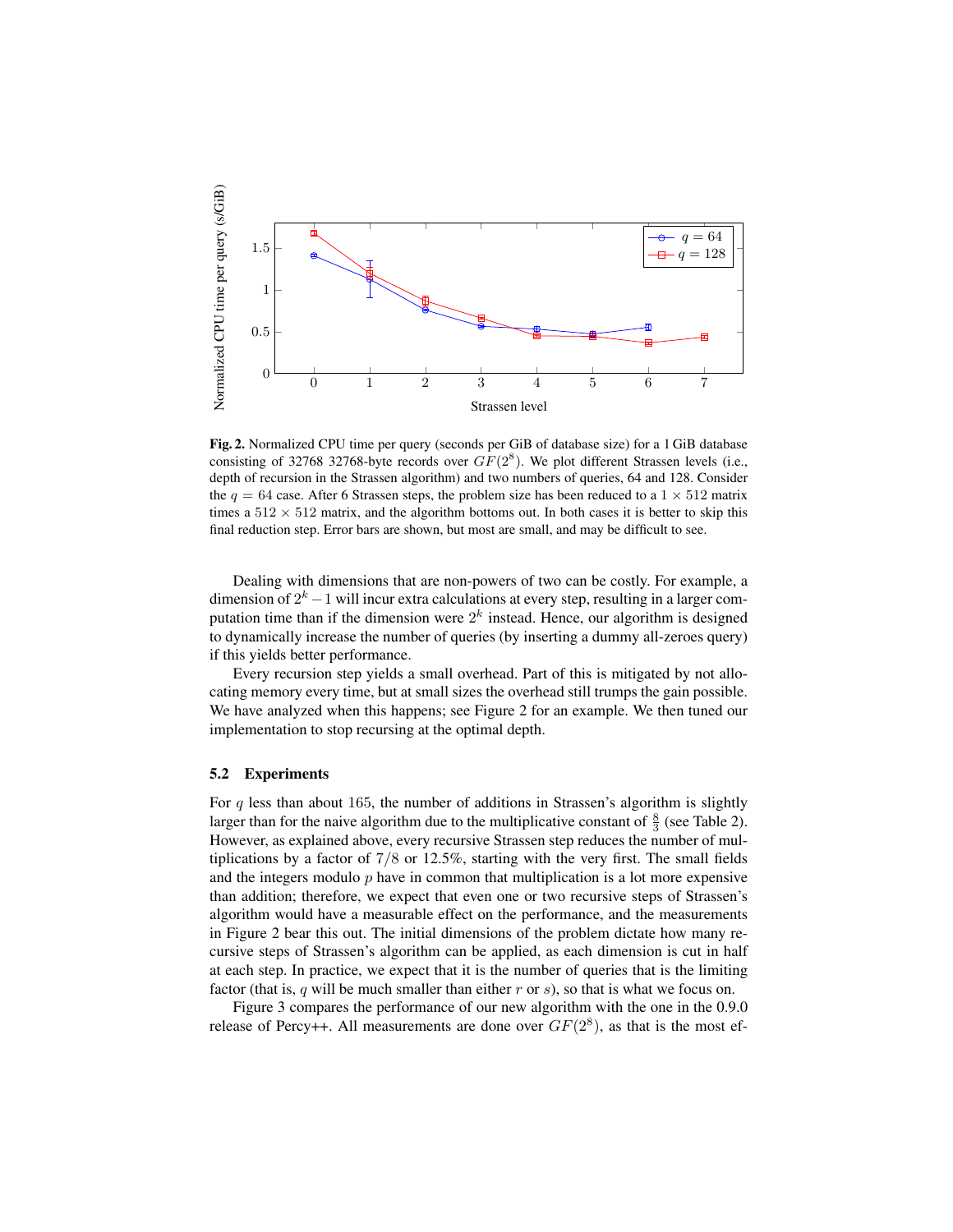**Fig. 2.** Normalized CPU time per query (seconds per GiB of database size) for a 1 GiB database consisting of 32768 32768-byte records over $GF(2^8)$. We plot different Strassen levels (i.e., depth of recursion in the Strassen algorithm) and two numbers of queries, 64 and 128. Consider the $q = 64$ case. After 6 Strassen steps, the problem size has been reduced to a $1 \times 512$ matrix times a $512 \times 512$ matrix, and the algorithm bottoms out. In both cases it is better to skip this final reduction step. Error bars are shown, but most are small, and may be difficult to see.

Dealing with dimensions that are non-powers of two can be costly. For example, a dimension of $2^k - 1$ will incur extra calculations at every step, resulting in a larger computation time than if the dimension were $2^k$ instead. Hence, our algorithm is designed to dynamically increase the number of queries (by inserting a dummy all-zeroes query) if this yields better performance.

Every recursion step yields a small overhead. Part of this is mitigated by not allocating memory every time, but at small sizes the overhead still trumps the gain possible. We have analyzed when this happens; see Figure 2 for an example. We then tuned our implementation to stop recursing at the optimal depth.

### 5.2 Experiments

For $q$ less than about 165, the number of additions in Strassen's algorithm is slightly larger than for the naive algorithm due to the multiplicative constant of $\frac{8}{3}$ (see Table 2). However, as explained above, every recursive Strassen step reduces the number of multiplications by a factor of $7/8$ or 12.5%, starting with the very first. The small fields and the integers modulo $p$ have in common that multiplication is a lot more expensive than addition; therefore, we expect that even one or two recursive steps of Strassen's algorithm would have a measurable effect on the performance, and the measurements in Figure 2 bear this out. The initial dimensions of the problem dictate how many recursive steps of Strassen's algorithm can be applied, as each dimension is cut in half at each step. In practice, we expect that it is the number of queries that is the limiting factor (that is, $q$ will be much smaller than either $r$ or $s$), so that is what we focus on.

Figure 3 compares the performance of our new algorithm with the one in the 0.9.0 release of Percy++. All measurements are done over $GF(2^8)$, as that is the most ef-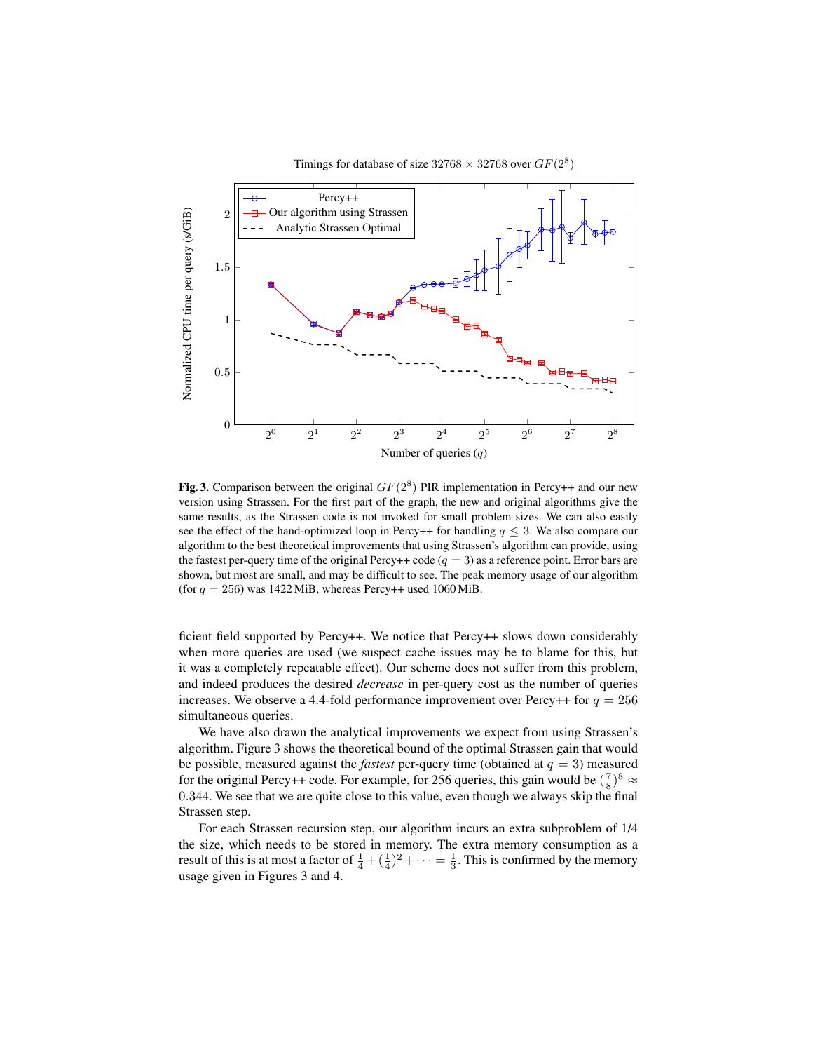Fig. 3. Comparison between the original $GF(2^8)$ PIR implementation in Percy++ and our new version using Strassen. For the first part of the graph, the new and original algorithms give the same results, as the Strassen code is not invoked for small problem sizes. We can also easily see the effect of the hand-optimized loop in Percy++ for handling $q \leq 3$. We also compare our algorithm to the best theoretical improvements that using Strassen's algorithm can provide, using the fastest per-query time of the original Percy++ code ($q = 3$) as a reference point. Error bars are shown, but most are small, and may be difficult to see. The peak memory usage of our algorithm (for $q = 256$) was 1422 MiB, whereas Percy++ used 1060 MiB.

ficient field supported by Percy++. We notice that Percy++ slows down considerably when more queries are used (we suspect cache issues may be to blame for this, but it was a completely repeatable effect). Our scheme does not suffer from this problem, and indeed produces the desired *decrease* in per-query cost as the number of queries increases. We observe a 4.4-fold performance improvement over Percy++ for $q = 256$ simultaneous queries.

We have also drawn the analytical improvements we expect from using Strassen's algorithm. Figure 3 shows the theoretical bound of the optimal Strassen gain that would be possible, measured against the *fastest* per-query time (obtained at $q = 3$) measured for the original Percy++ code. For example, for 256 queries, this gain would be $(\frac{7}{8})^8 \approx 0.344$. We see that we are quite close to this value, even though we always skip the final Strassen step.

For each Strassen recursion step, our algorithm incurs an extra subproblem of 1/4 the size, which needs to be stored in memory. The extra memory consumption as a result of this is at most a factor of $\frac{1}{4} + (\frac{1}{4})^2 + \cdots = \frac{1}{3}$. This is confirmed by the memory usage given in Figures 3 and 4.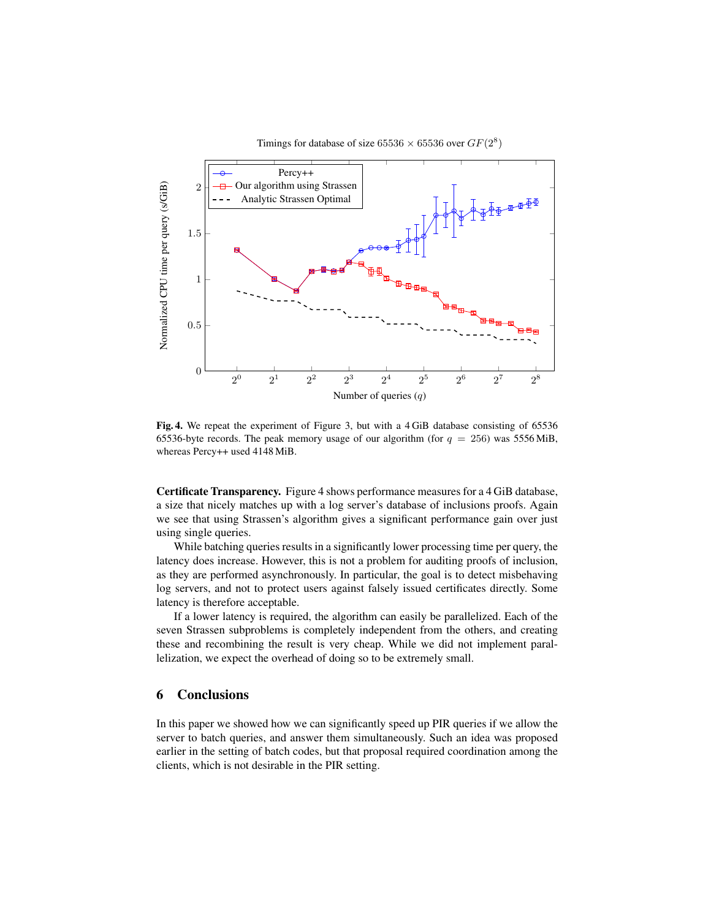Timings for database of size $65536 \times 65536$ over $GF(2^8)$

**Fig. 4.** We repeat the experiment of Figure 3, but with a 4 GiB database consisting of 65536 65536-byte records. The peak memory usage of our algorithm (for $q = 256$) was 5556 MiB, whereas Percy++ used 4148 MiB.

**Certificate Transparency.** Figure 4 shows performance measures for a 4 GiB database, a size that nicely matches up with a log server's database of inclusions proofs. Again we see that using Strassen's algorithm gives a significant performance gain over just using single queries.

While batching queries results in a significantly lower processing time per query, the latency does increase. However, this is not a problem for auditing proofs of inclusion, as they are performed asynchronously. In particular, the goal is to detect misbehaving log servers, and not to protect users against falsely issued certificates directly. Some latency is therefore acceptable.

If a lower latency is required, the algorithm can easily be parallelized. Each of the seven Strassen subproblems is completely independent from the others, and creating these and recombining the result is very cheap. While we did not implement parallelization, we expect the overhead of doing so to be extremely small.

## 6 Conclusions

In this paper we showed how we can significantly speed up PIR queries if we allow the server to batch queries, and answer them simultaneously. Such an idea was proposed earlier in the setting of batch codes, but that proposal required coordination among the clients, which is not desirable in the PIR setting.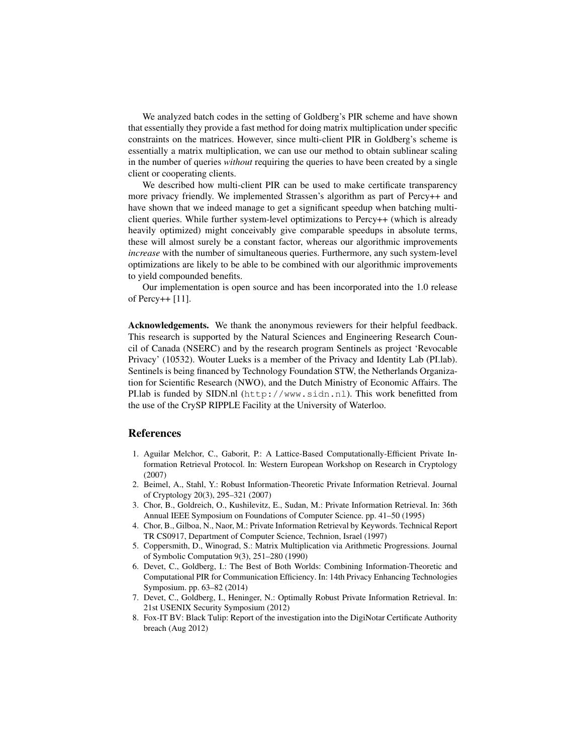We analyzed batch codes in the setting of Goldberg's PIR scheme and have shown that essentially they provide a fast method for doing matrix multiplication under specific constraints on the matrices. However, since multi-client PIR in Goldberg's scheme is essentially a matrix multiplication, we can use our method to obtain sublinear scaling in the number of queries *without* requiring the queries to have been created by a single client or cooperating clients.

We described how multi-client PIR can be used to make certificate transparency more privacy friendly. We implemented Strassen's algorithm as part of Percy++ and have shown that we indeed manage to get a significant speedup when batching multi-client queries. While further system-level optimizations to Percy++ (which is already heavily optimized) might conceivably give comparable speedups in absolute terms, these will almost surely be a constant factor, whereas our algorithmic improvements *increase* with the number of simultaneous queries. Furthermore, any such system-level optimizations are likely to be able to be combined with our algorithmic improvements to yield compounded benefits.

Our implementation is open source and has been incorporated into the 1.0 release of Percy++ [11].

**Acknowledgements.** We thank the anonymous reviewers for their helpful feedback. This research is supported by the Natural Sciences and Engineering Research Council of Canada (NSERC) and by the research program Sentinels as project 'Revocable Privacy' (10532). Wouter Lueks is a member of the Privacy and Identity Lab (PI.lab). Sentinels is being financed by Technology Foundation STW, the Netherlands Organization for Scientific Research (NWO), and the Dutch Ministry of Economic Affairs. The PI.lab is funded by SIDN.nl (`http://www.sidn.nl`). This work benefitted from the use of the CrySP RIPPLE Facility at the University of Waterloo.

## References

1. Aguilar Melchor, C., Gaborit, P.: A Lattice-Based Computationally-Efficient Private Information Retrieval Protocol. In: Western European Workshop on Research in Cryptology (2007)
2. Beimel, A., Stahl, Y.: Robust Information-Theoretic Private Information Retrieval. Journal of Cryptology 20(3), 295–321 (2007)
3. Chor, B., Goldreich, O., Kushilevitz, E., Sudan, M.: Private Information Retrieval. In: 36th Annual IEEE Symposium on Foundations of Computer Science. pp. 41–50 (1995)
4. Chor, B., Gilboa, N., Naor, M.: Private Information Retrieval by Keywords. Technical Report TR CS0917, Department of Computer Science, Technion, Israel (1997)
5. Coppersmith, D., Winograd, S.: Matrix Multiplication via Arithmetic Progressions. Journal of Symbolic Computation 9(3), 251–280 (1990)
6. Devet, C., Goldberg, I.: The Best of Both Worlds: Combining Information-Theoretic and Computational PIR for Communication Efficiency. In: 14th Privacy Enhancing Technologies Symposium. pp. 63–82 (2014)
7. Devet, C., Goldberg, I., Heninger, N.: Optimally Robust Private Information Retrieval. In: 21st USENIX Security Symposium (2012)
8. Fox-IT BV: Black Tulip: Report of the investigation into the DigiNotar Certificate Authority breach (Aug 2012)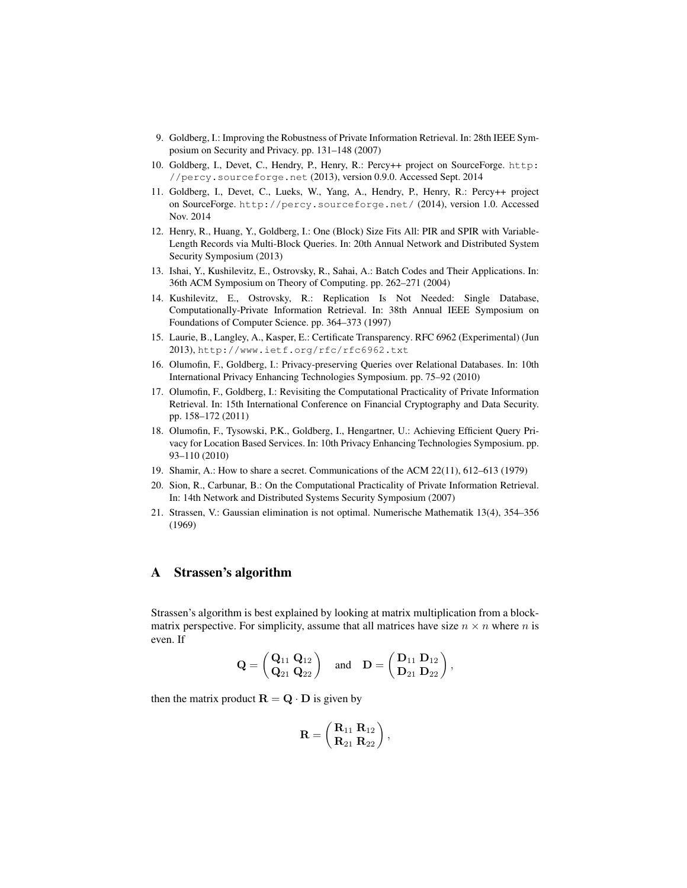9. Goldberg, I.: Improving the Robustness of Private Information Retrieval. In: 28th IEEE Symposium on Security and Privacy. pp. 131–148 (2007)
10. Goldberg, I., Devet, C., Hendry, P., Henry, R.: Percy++ project on SourceForge. http://percy.sourceforge.net (2013), version 0.9.0. Accessed Sept. 2014
11. Goldberg, I., Devet, C., Lueks, W., Yang, A., Hendry, P., Henry, R.: Percy++ project on SourceForge. http://percy.sourceforge.net/ (2014), version 1.0. Accessed Nov. 2014
12. Henry, R., Huang, Y., Goldberg, I.: One (Block) Size Fits All: PIR and SPIR with Variable-Length Records via Multi-Block Queries. In: 20th Annual Network and Distributed System Security Symposium (2013)
13. Ishai, Y., Kushilevitz, E., Ostrovsky, R., Sahai, A.: Batch Codes and Their Applications. In: 36th ACM Symposium on Theory of Computing. pp. 262–271 (2004)
14. Kushilevitz, E., Ostrovsky, R.: Replication Is Not Needed: Single Database, Computationally-Private Information Retrieval. In: 38th Annual IEEE Symposium on Foundations of Computer Science. pp. 364–373 (1997)
15. Laurie, B., Langley, A., Kasper, E.: Certificate Transparency. RFC 6962 (Experimental) (Jun 2013), http://www.ietf.org/rfc/rfc6962.txt
16. Olumofin, F., Goldberg, I.: Privacy-preserving Queries over Relational Databases. In: 10th International Privacy Enhancing Technologies Symposium. pp. 75–92 (2010)
17. Olumofin, F., Goldberg, I.: Revisiting the Computational Practicality of Private Information Retrieval. In: 15th International Conference on Financial Cryptography and Data Security. pp. 158–172 (2011)
18. Olumofin, F., Tysowski, P.K., Goldberg, I., Hengartner, U.: Achieving Efficient Query Privacy for Location Based Services. In: 10th Privacy Enhancing Technologies Symposium. pp. 93–110 (2010)
19. Shamir, A.: How to share a secret. Communications of the ACM 22(11), 612–613 (1979)
20. Sion, R., Carbunar, B.: On the Computational Practicality of Private Information Retrieval. In: 14th Network and Distributed Systems Security Symposium (2007)
21. Strassen, V.: Gaussian elimination is not optimal. Numerische Mathematik 13(4), 354–356 (1969)

# A Strassen's algorithm

Strassen's algorithm is best explained by looking at matrix multiplication from a block-matrix perspective. For simplicity, assume that all matrices have size $n \times n$ where $n$ is even. If

$$\mathbf{Q} = \begin{pmatrix} \mathbf{Q}_{11} & \mathbf{Q}_{12} \\ \mathbf{Q}_{21} & \mathbf{Q}_{22} \end{pmatrix} \quad \text{and} \quad \mathbf{D} = \begin{pmatrix} \mathbf{D}_{11} & \mathbf{D}_{12} \\ \mathbf{D}_{21} & \mathbf{D}_{22} \end{pmatrix},$$

then the matrix product $\mathbf{R} = \mathbf{Q} \cdot \mathbf{D}$ is given by

$$\mathbf{R} = \begin{pmatrix} \mathbf{R}_{11} & \mathbf{R}_{12} \\ \mathbf{R}_{21} & \mathbf{R}_{22} \end{pmatrix},$$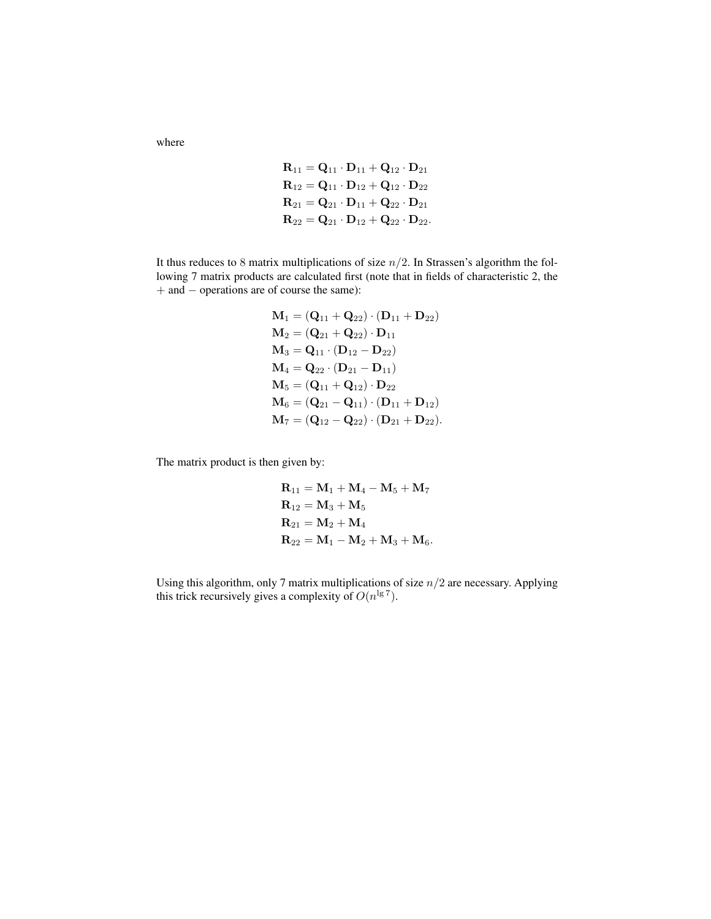where

$$
\begin{aligned}
\mathbf{R}_{11} &= \mathbf{Q}_{11} \cdot \mathbf{D}_{11} + \mathbf{Q}_{12} \cdot \mathbf{D}_{21} \\
\mathbf{R}_{12} &= \mathbf{Q}_{11} \cdot \mathbf{D}_{12} + \mathbf{Q}_{12} \cdot \mathbf{D}_{22} \\
\mathbf{R}_{21} &= \mathbf{Q}_{21} \cdot \mathbf{D}_{11} + \mathbf{Q}_{22} \cdot \mathbf{D}_{21} \\
\mathbf{R}_{22} &= \mathbf{Q}_{21} \cdot \mathbf{D}_{12} + \mathbf{Q}_{22} \cdot \mathbf{D}_{22}.
\end{aligned}
$$

It thus reduces to $8$ matrix multiplications of size $n/2$. In Strassen's algorithm the following 7 matrix products are calculated first (note that in fields of characteristic 2, the $+$ and $-$ operations are of course the same):

$$
\begin{aligned}
\mathbf{M}_1 &= (\mathbf{Q}_{11} + \mathbf{Q}_{22}) \cdot (\mathbf{D}_{11} + \mathbf{D}_{22}) \\
\mathbf{M}_2 &= (\mathbf{Q}_{21} + \mathbf{Q}_{22}) \cdot \mathbf{D}_{11} \\
\mathbf{M}_3 &= \mathbf{Q}_{11} \cdot (\mathbf{D}_{12} - \mathbf{D}_{22}) \\
\mathbf{M}_4 &= \mathbf{Q}_{22} \cdot (\mathbf{D}_{21} - \mathbf{D}_{11}) \\
\mathbf{M}_5 &= (\mathbf{Q}_{11} + \mathbf{Q}_{12}) \cdot \mathbf{D}_{22} \\
\mathbf{M}_6 &= (\mathbf{Q}_{21} - \mathbf{Q}_{11}) \cdot (\mathbf{D}_{11} + \mathbf{D}_{12}) \\
\mathbf{M}_7 &= (\mathbf{Q}_{12} - \mathbf{Q}_{22}) \cdot (\mathbf{D}_{21} + \mathbf{D}_{22}).
\end{aligned}
$$

The matrix product is then given by:

$$
\begin{aligned}
\mathbf{R}_{11} &= \mathbf{M}_1 + \mathbf{M}_4 - \mathbf{M}_5 + \mathbf{M}_7 \\
\mathbf{R}_{12} &= \mathbf{M}_3 + \mathbf{M}_5 \\
\mathbf{R}_{21} &= \mathbf{M}_2 + \mathbf{M}_4 \\
\mathbf{R}_{22} &= \mathbf{M}_1 - \mathbf{M}_2 + \mathbf{M}_3 + \mathbf{M}_6.
\end{aligned}
$$

Using this algorithm, only 7 matrix multiplications of size $n/2$ are necessary. Applying this trick recursively gives a complexity of $O(n^{\lg 7})$.